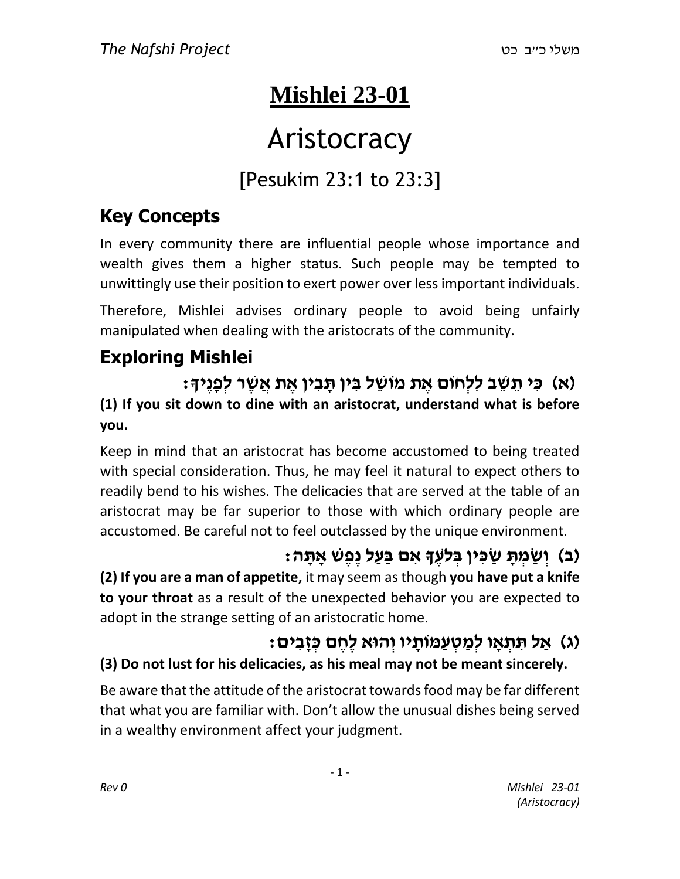# Mishlei 23-01

# Aristocracy

## [Pesukim 23:1 to 23:3]

## Key Concepts

In every community there are influential people whose importance and wealth gives them a higher status. Such people may be tempted to unwittingly use their position to exert power over less important individuals.

Therefore, Mishlei advises ordinary people to avoid being unfairly manipulated when dealing with the aristocrats of the community.

## Exploring Mishlei

**(א) כִּי תֵשֵׁב לִלְחוֹם אֶת מוֹשֵׁל בִּין תָּבִין אֶת אֲשֶׁר לְפָנֶיךָ:**

**(1) If you sit down to dine with an aristocrat, understand what is before you.**

Keep in mind that an aristocrat has become accustomed to being treated with special consideration. Thus, he may feel it natural to expect others to readily bend to his wishes. The delicacies that are served at the table of an aristocrat may be far superior to those with which ordinary people are accustomed. Be careful not to feel outclassed by the unique environment.

**(ב) וְשַׂמְתָּ שַׂכִּין בְּלֹעֶךָ אִם בַּעַל נֶפֶשׁ אָתָּה:**

**(2) If you are a man of appetite,** it may seem as though **you have put a knife to your throat** as a result of the unexpected behavior you are expected to adopt in the strange setting of an aristocratic home.

**(ג) אַל תִּתְאָו לְמַטְעַמּוֹתָיו וְהוּא לֶחֶם כְּזָבִים:**

**(3) Do not lust for his delicacies, as his meal may not be meant sincerely.**

Be aware that the attitude of the aristocrat towards food may be far different that what you are familiar with. Don't allow the unusual dishes being served in a wealthy environment affect your judgment.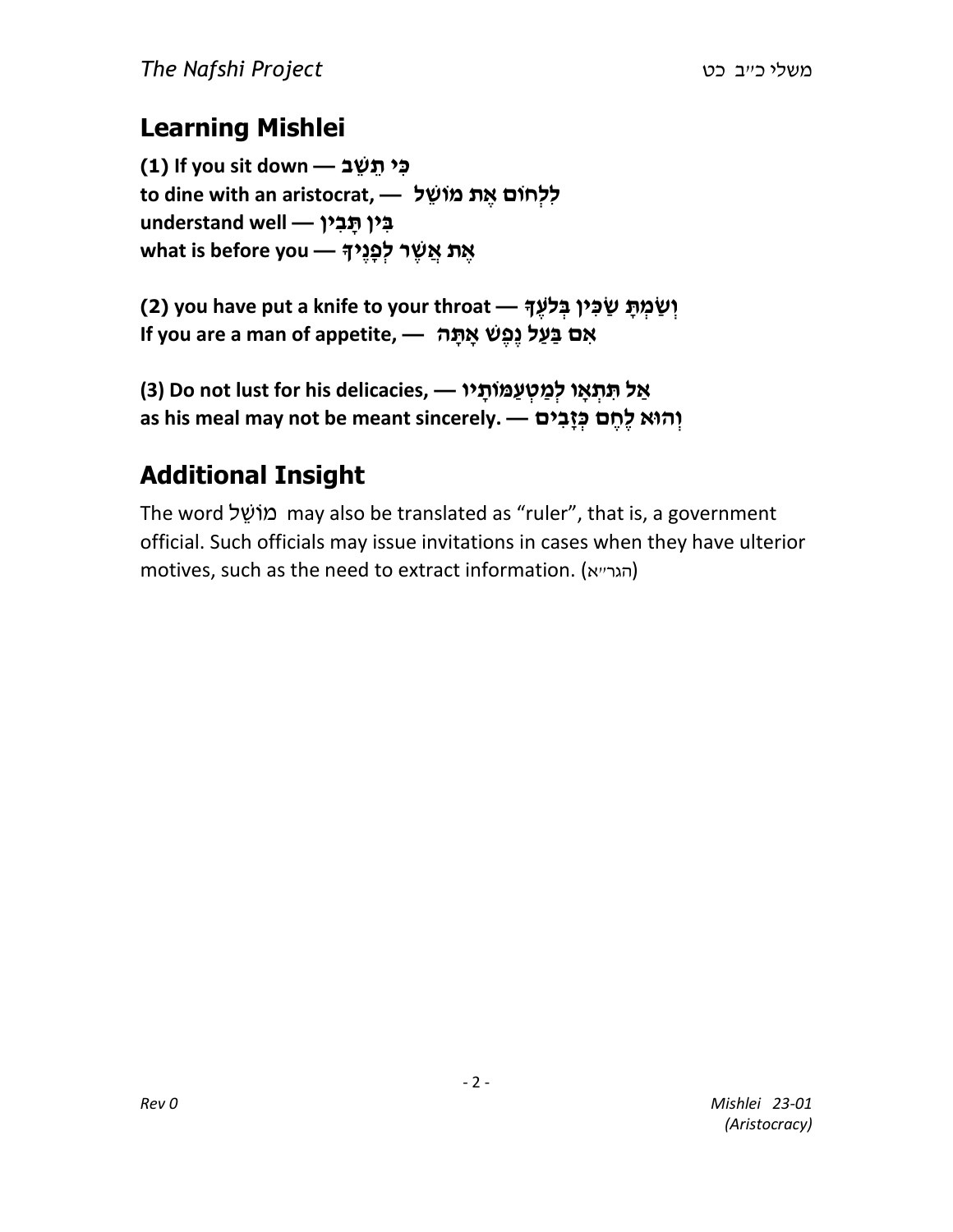## Learning Mishlei

**(1) If you sit down — כִּי תֵשֵׁב**
**to dine with an aristocrat, — לִלְחוֹם אֶת מוֹשֵׁל**
**understand well — בִּין תָּבִין**
**what is before you — אֶת אֲשֶׁר לְפָנֶיךָ**

**(2) you have put a knife to your throat — וְשַׂמְתָּ שַׂכִּין בְּלֹעֶךָ**
**If you are a man of appetite, — אִם בַּעַל נֶפֶשׁ אָתָּה**

**(3) Do not lust for his delicacies, — אַל תִּתְאָו לְמַטְעַמּוֹתָיו**
**as his meal may not be meant sincerely. — וְהוּא לֶחֶם כְּזָבִים**

## Additional Insight

The word מוֹשֵׁל may also be translated as "ruler", that is, a government official. Such officials may issue invitations in cases when they have ulterior motives, such as the need to extract information. (הגר״א)